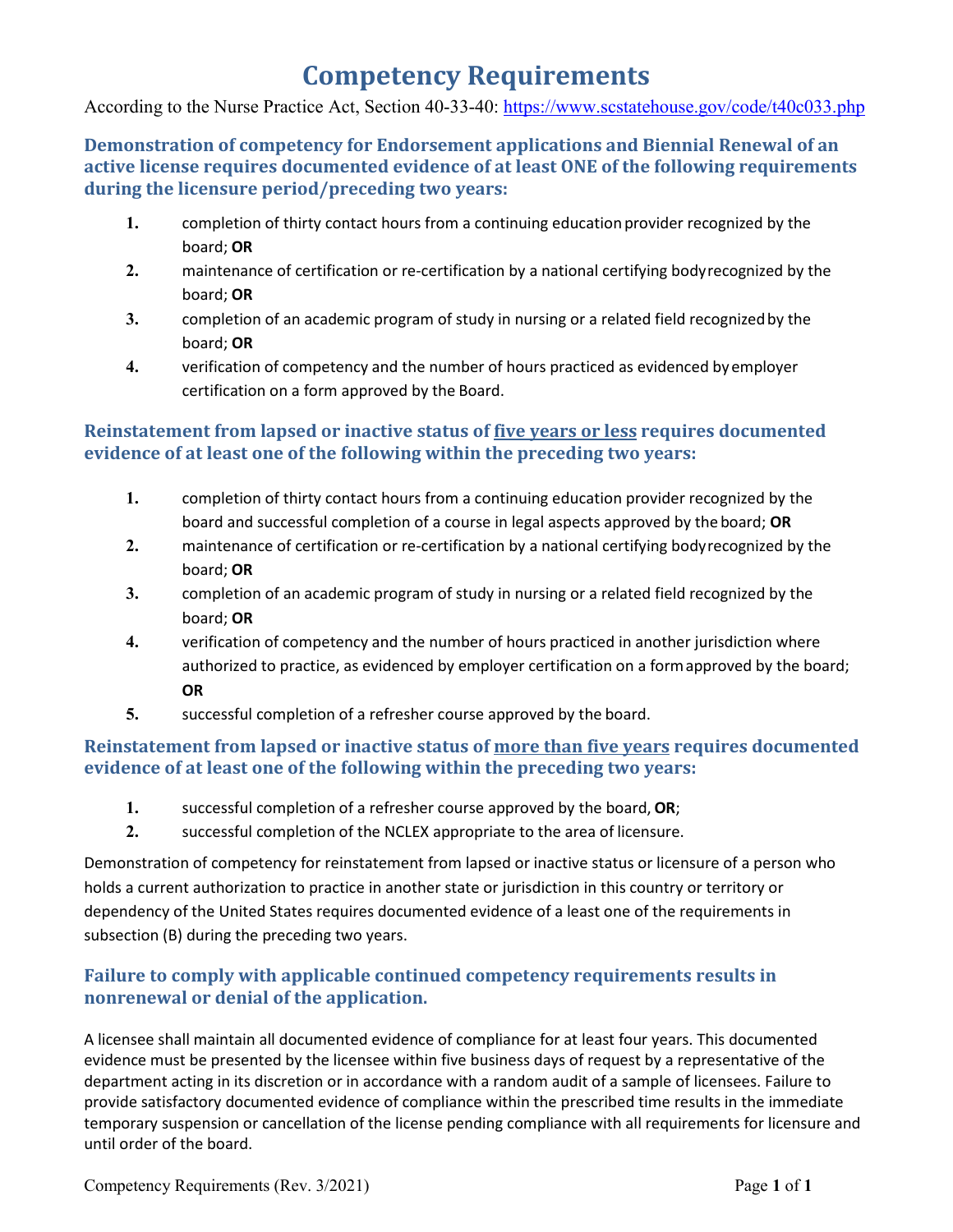# Competency Requirements

According to the Nurse Practice Act, Section 40-33-40: https://www.scstatehouse.gov/code/t40c033.php

### Demonstration of competency for Endorsement applications and Biennial Renewal of an active license requires documented evidence of at least ONE of the following requirements during the licensure period/preceding two years:

1. completion of thirty contact hours from a continuing education provider recognized by the board; **OR**
2. maintenance of certification or re-certification by a national certifying body recognized by the board; **OR**
3. completion of an academic program of study in nursing or a related field recognized by the board; **OR**
4. verification of competency and the number of hours practiced as evidenced by employer certification on a form approved by the Board.

### Reinstatement from lapsed or inactive status of <u>five years or less</u> requires documented evidence of at least one of the following within the preceding two years:

1. completion of thirty contact hours from a continuing education provider recognized by the board and successful completion of a course in legal aspects approved by the board; **OR**
2. maintenance of certification or re-certification by a national certifying body recognized by the board; **OR**
3. completion of an academic program of study in nursing or a related field recognized by the board; **OR**
4. verification of competency and the number of hours practiced in another jurisdiction where authorized to practice, as evidenced by employer certification on a form approved by the board; **OR**
5. successful completion of a refresher course approved by the board.

### Reinstatement from lapsed or inactive status of <u>more than five years</u> requires documented evidence of at least one of the following within the preceding two years:

1. successful completion of a refresher course approved by the board, **OR**;
2. successful completion of the NCLEX appropriate to the area of licensure.

Demonstration of competency for reinstatement from lapsed or inactive status or licensure of a person who holds a current authorization to practice in another state or jurisdiction in this country or territory or dependency of the United States requires documented evidence of a least one of the requirements in subsection (B) during the preceding two years.

### Failure to comply with applicable continued competency requirements results in nonrenewal or denial of the application.

A licensee shall maintain all documented evidence of compliance for at least four years. This documented evidence must be presented by the licensee within five business days of request by a representative of the department acting in its discretion or in accordance with a random audit of a sample of licensees. Failure to provide satisfactory documented evidence of compliance within the prescribed time results in the immediate temporary suspension or cancellation of the license pending compliance with all requirements for licensure and until order of the board.

Competency Requirements (Rev. 3/2021)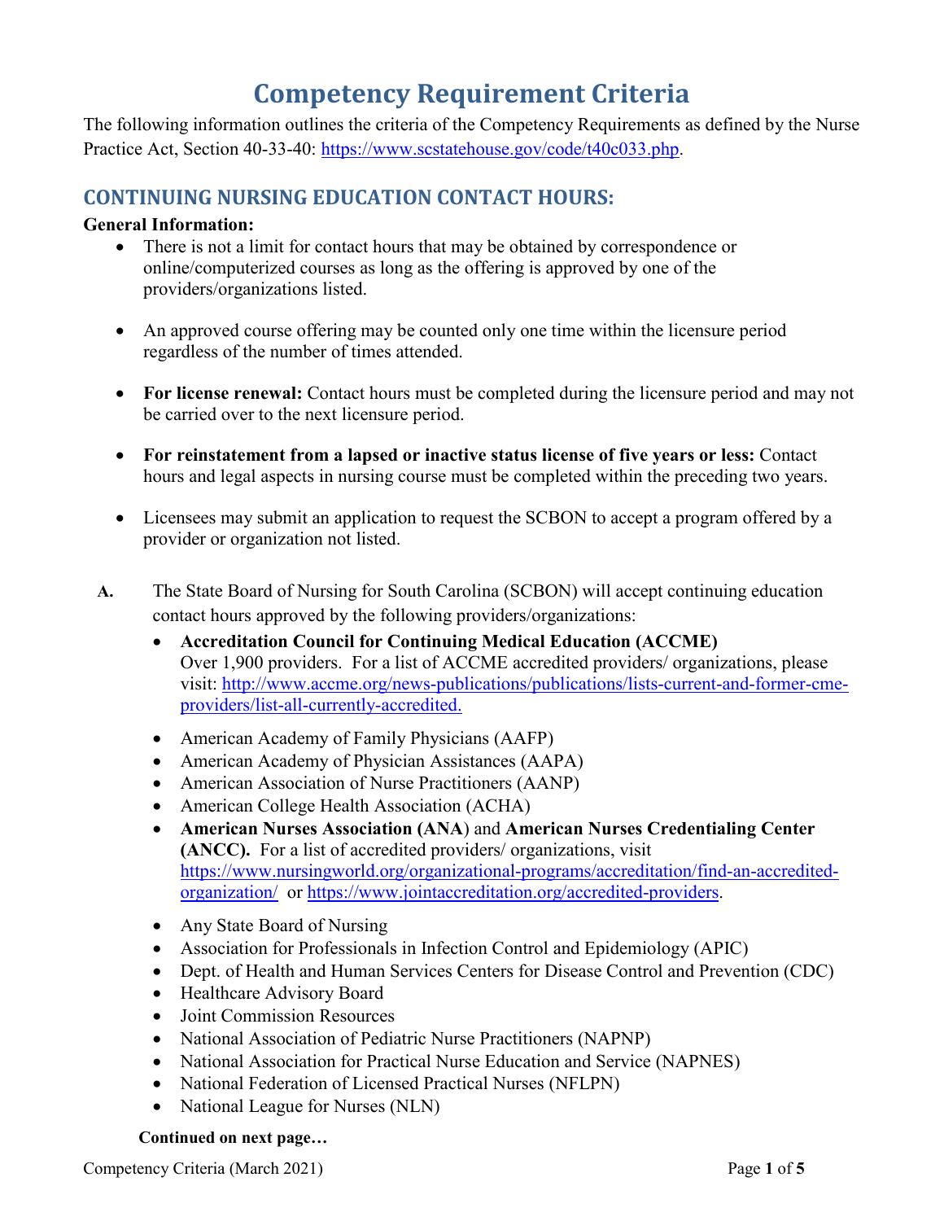# Competency Requirement Criteria

The following information outlines the criteria of the Competency Requirements as defined by the Nurse Practice Act, Section 40-33-40: https://www.scstatehouse.gov/code/t40c033.php.

## CONTINUING NURSING EDUCATION CONTACT HOURS:

**General Information:**

- There is not a limit for contact hours that may be obtained by correspondence or online/computerized courses as long as the offering is approved by one of the providers/organizations listed.
- An approved course offering may be counted only one time within the licensure period regardless of the number of times attended.
- **For license renewal:** Contact hours must be completed during the licensure period and may not be carried over to the next licensure period.
- **For reinstatement from a lapsed or inactive status license of five years or less:** Contact hours and legal aspects in nursing course must be completed within the preceding two years.
- Licensees may submit an application to request the SCBON to accept a program offered by a provider or organization not listed.

**A.** The State Board of Nursing for South Carolina (SCBON) will accept continuing education contact hours approved by the following providers/organizations:

- **Accreditation Council for Continuing Medical Education (ACCME)**
  Over 1,900 providers. For a list of ACCME accredited providers/ organizations, please visit: http://www.accme.org/news-publications/publications/lists-current-and-former-cme-providers/list-all-currently-accredited.
- American Academy of Family Physicians (AAFP)
- American Academy of Physician Assistances (AAPA)
- American Association of Nurse Practitioners (AANP)
- American College Health Association (ACHA)
- **American Nurses Association (ANA)** and **American Nurses Credentialing Center (ANCC).** For a list of accredited providers/ organizations, visit https://www.nursingworld.org/organizational-programs/accreditation/find-an-accredited-organization/ or https://www.jointaccreditation.org/accredited-providers.
- Any State Board of Nursing
- Association for Professionals in Infection Control and Epidemiology (APIC)
- Dept. of Health and Human Services Centers for Disease Control and Prevention (CDC)
- Healthcare Advisory Board
- Joint Commission Resources
- National Association of Pediatric Nurse Practitioners (NAPNP)
- National Association for Practical Nurse Education and Service (NAPNES)
- National Federation of Licensed Practical Nurses (NFLPN)
- National League for Nurses (NLN)

**Continued on next page…**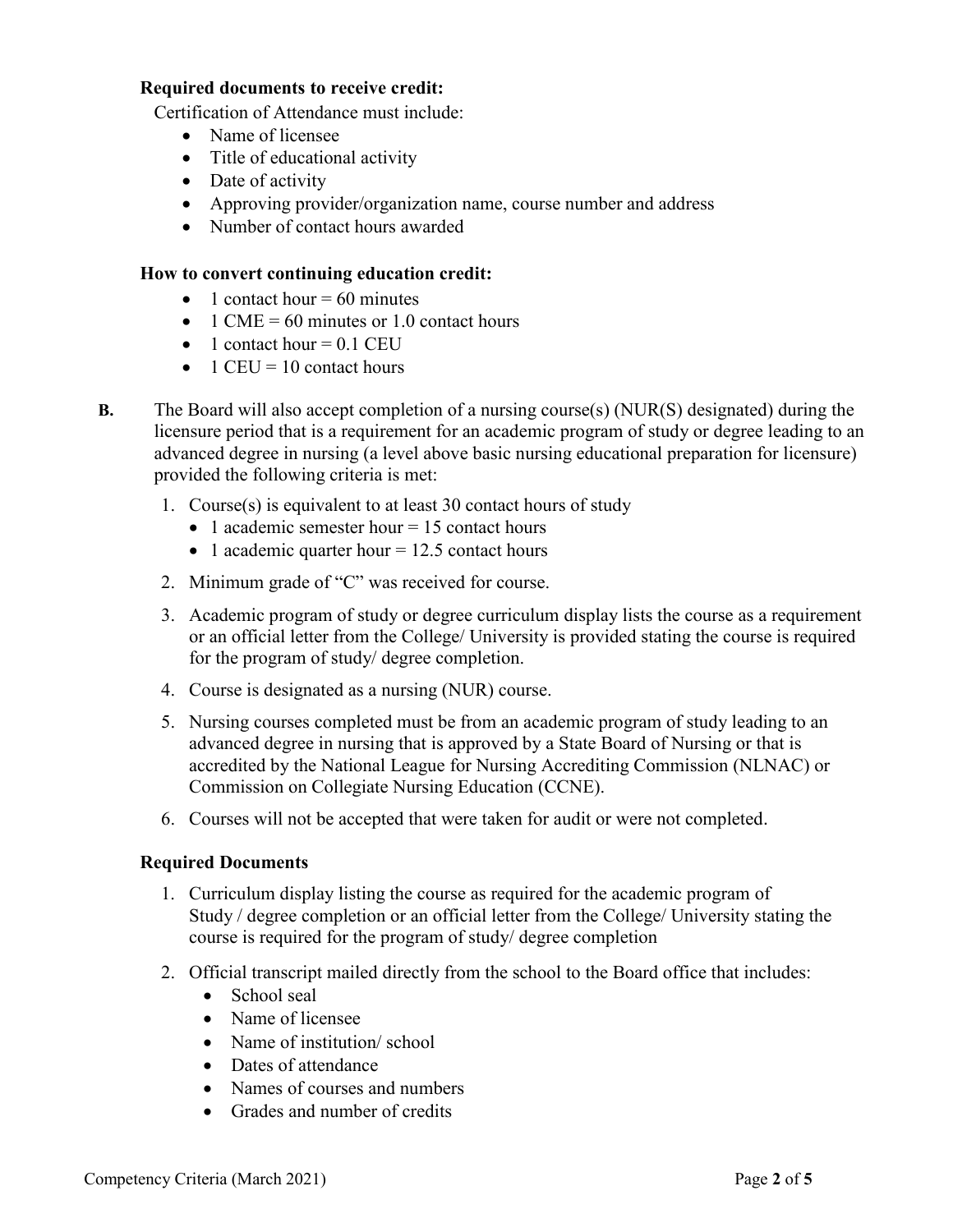**Required documents to receive credit:**

Certification of Attendance must include:

- Name of licensee
- Title of educational activity
- Date of activity
- Approving provider/organization name, course number and address
- Number of contact hours awarded

**How to convert continuing education credit:**

- 1 contact hour = 60 minutes
- 1 CME = 60 minutes or 1.0 contact hours
- 1 contact hour = 0.1 CEU
- 1 CEU = 10 contact hours

**B.** The Board will also accept completion of a nursing course(s) (NUR(S) designated) during the licensure period that is a requirement for an academic program of study or degree leading to an advanced degree in nursing (a level above basic nursing educational preparation for licensure) provided the following criteria is met:

1. Course(s) is equivalent to at least 30 contact hours of study
   - 1 academic semester hour = 15 contact hours
   - 1 academic quarter hour = 12.5 contact hours
2. Minimum grade of "C" was received for course.
3. Academic program of study or degree curriculum display lists the course as a requirement or an official letter from the College/ University is provided stating the course is required for the program of study/ degree completion.
4. Course is designated as a nursing (NUR) course.
5. Nursing courses completed must be from an academic program of study leading to an advanced degree in nursing that is approved by a State Board of Nursing or that is accredited by the National League for Nursing Accrediting Commission (NLNAC) or Commission on Collegiate Nursing Education (CCNE).
6. Courses will not be accepted that were taken for audit or were not completed.

**Required Documents**

1. Curriculum display listing the course as required for the academic program of Study / degree completion or an official letter from the College/ University stating the course is required for the program of study/ degree completion
2. Official transcript mailed directly from the school to the Board office that includes:
   - School seal
   - Name of licensee
   - Name of institution/ school
   - Dates of attendance
   - Names of courses and numbers
   - Grades and number of credits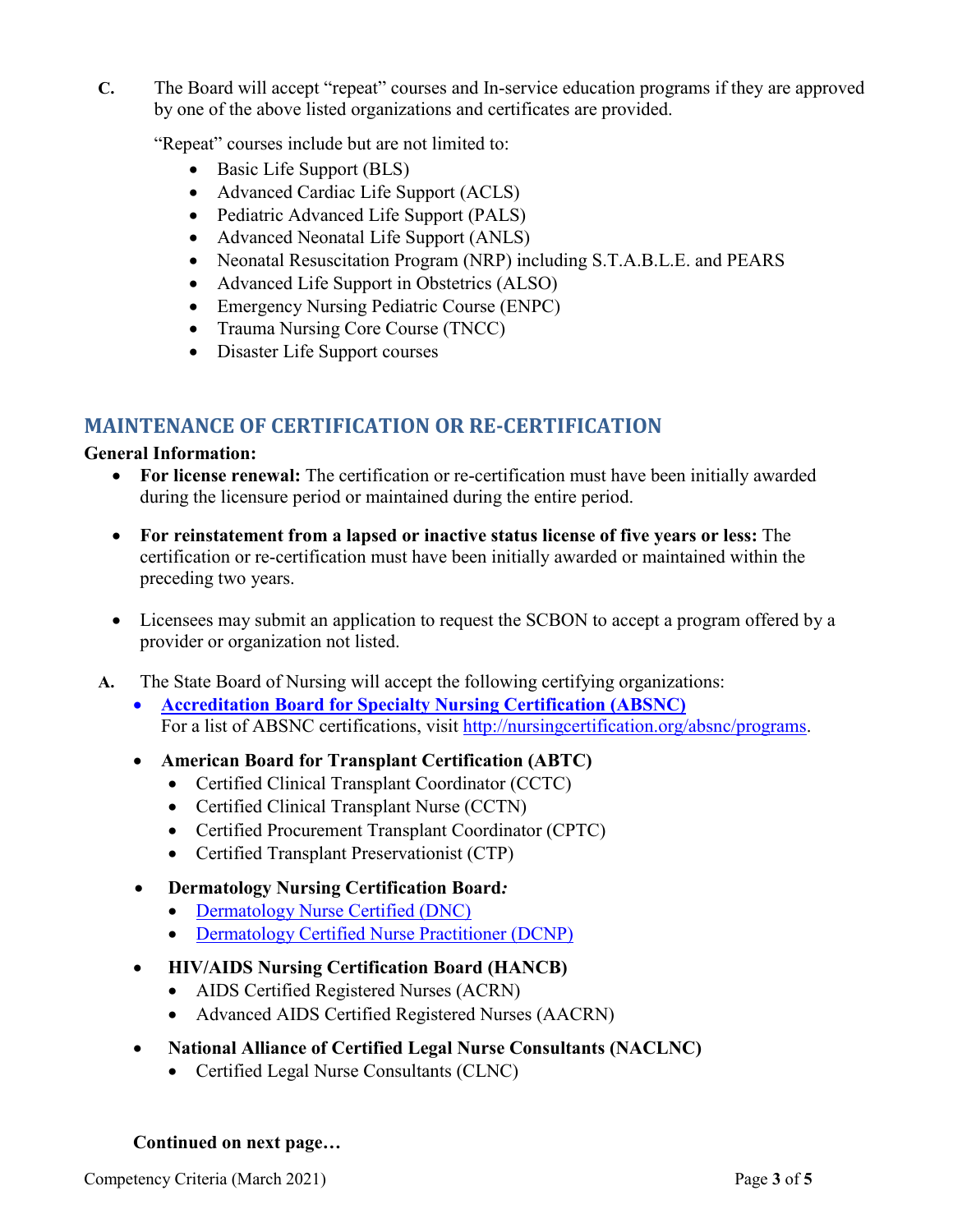**C.** The Board will accept "repeat" courses and In-service education programs if they are approved by one of the above listed organizations and certificates are provided.

"Repeat" courses include but are not limited to:

- Basic Life Support (BLS)
- Advanced Cardiac Life Support (ACLS)
- Pediatric Advanced Life Support (PALS)
- Advanced Neonatal Life Support (ANLS)
- Neonatal Resuscitation Program (NRP) including S.T.A.B.L.E. and PEARS
- Advanced Life Support in Obstetrics (ALSO)
- Emergency Nursing Pediatric Course (ENPC)
- Trauma Nursing Core Course (TNCC)
- Disaster Life Support courses

## MAINTENANCE OF CERTIFICATION OR RE-CERTIFICATION

**General Information:**

- **For license renewal:** The certification or re-certification must have been initially awarded during the licensure period or maintained during the entire period.
- **For reinstatement from a lapsed or inactive status license of five years or less:** The certification or re-certification must have been initially awarded or maintained within the preceding two years.
- Licensees may submit an application to request the SCBON to accept a program offered by a provider or organization not listed.

**A.** The State Board of Nursing will accept the following certifying organizations:

- **Accreditation Board for Specialty Nursing Certification (ABSNC)**
  For a list of ABSNC certifications, visit http://nursingcertification.org/absnc/programs.
- **American Board for Transplant Certification (ABTC)**
  - Certified Clinical Transplant Coordinator (CCTC)
  - Certified Clinical Transplant Nurse (CCTN)
  - Certified Procurement Transplant Coordinator (CPTC)
  - Certified Transplant Preservationist (CTP)
- **Dermatology Nursing Certification Board:**
  - Dermatology Nurse Certified (DNC)
  - Dermatology Certified Nurse Practitioner (DCNP)
- **HIV/AIDS Nursing Certification Board (HANCB)**
  - AIDS Certified Registered Nurses (ACRN)
  - Advanced AIDS Certified Registered Nurses (AACRN)
- **National Alliance of Certified Legal Nurse Consultants (NACLNC)**
  - Certified Legal Nurse Consultants (CLNC)

**Continued on next page…**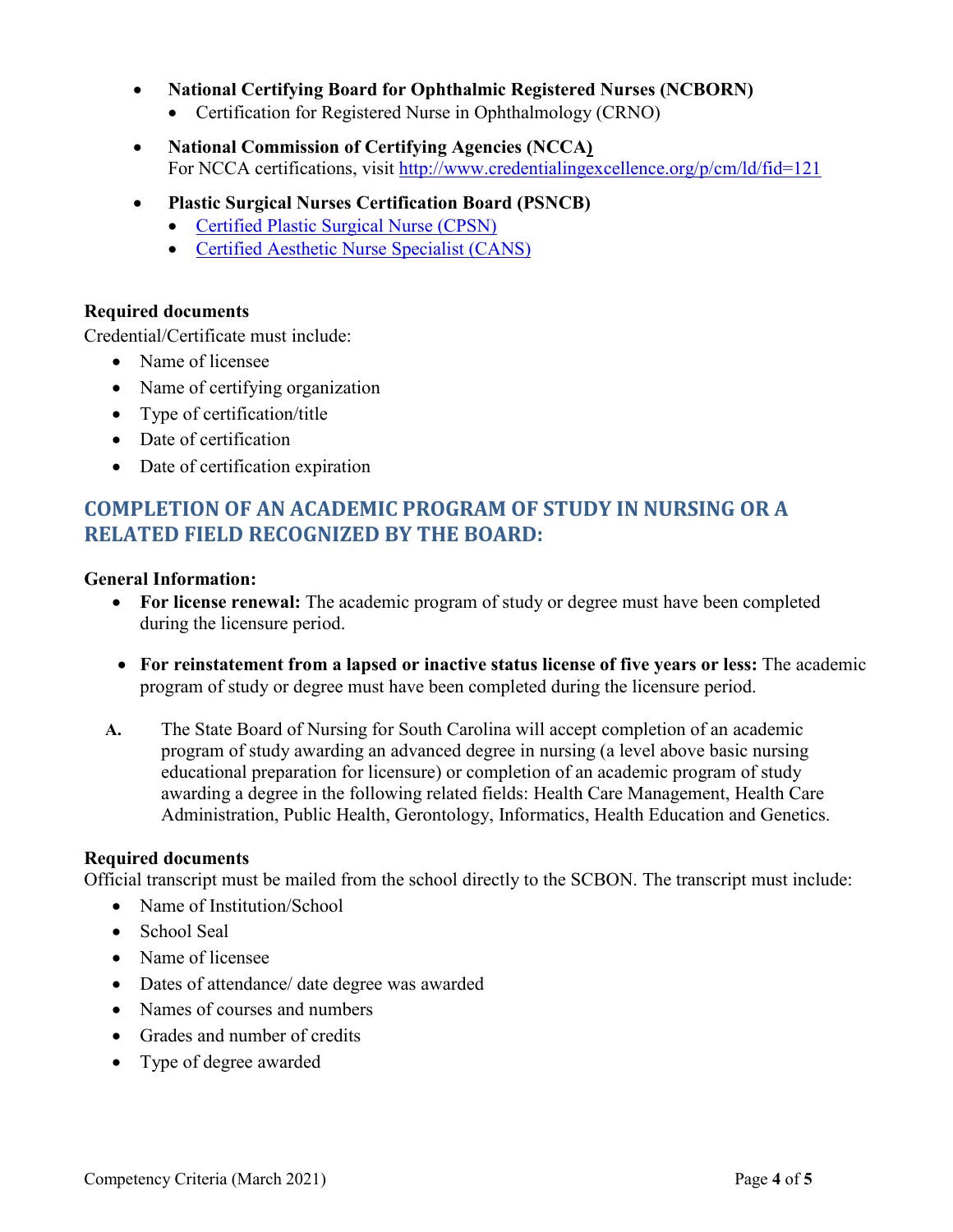- **National Certifying Board for Ophthalmic Registered Nurses (NCBORN)**
  - Certification for Registered Nurse in Ophthalmology (CRNO)
- **National Commission of Certifying Agencies (NCCA)**
  For NCCA certifications, visit http://www.credentialingexcellence.org/p/cm/ld/fid=121
- **Plastic Surgical Nurses Certification Board (PSNCB)**
  - Certified Plastic Surgical Nurse (CPSN)
  - Certified Aesthetic Nurse Specialist (CANS)

**Required documents**

Credential/Certificate must include:

- Name of licensee
- Name of certifying organization
- Type of certification/title
- Date of certification
- Date of certification expiration

## COMPLETION OF AN ACADEMIC PROGRAM OF STUDY IN NURSING OR A RELATED FIELD RECOGNIZED BY THE BOARD:

**General Information:**

- **For license renewal:** The academic program of study or degree must have been completed during the licensure period.
- **For reinstatement from a lapsed or inactive status license of five years or less:** The academic program of study or degree must have been completed during the licensure period.

**A.** The State Board of Nursing for South Carolina will accept completion of an academic program of study awarding an advanced degree in nursing (a level above basic nursing educational preparation for licensure) or completion of an academic program of study awarding a degree in the following related fields: Health Care Management, Health Care Administration, Public Health, Gerontology, Informatics, Health Education and Genetics.

**Required documents**

Official transcript must be mailed from the school directly to the SCBON. The transcript must include:

- Name of Institution/School
- School Seal
- Name of licensee
- Dates of attendance/ date degree was awarded
- Names of courses and numbers
- Grades and number of credits
- Type of degree awarded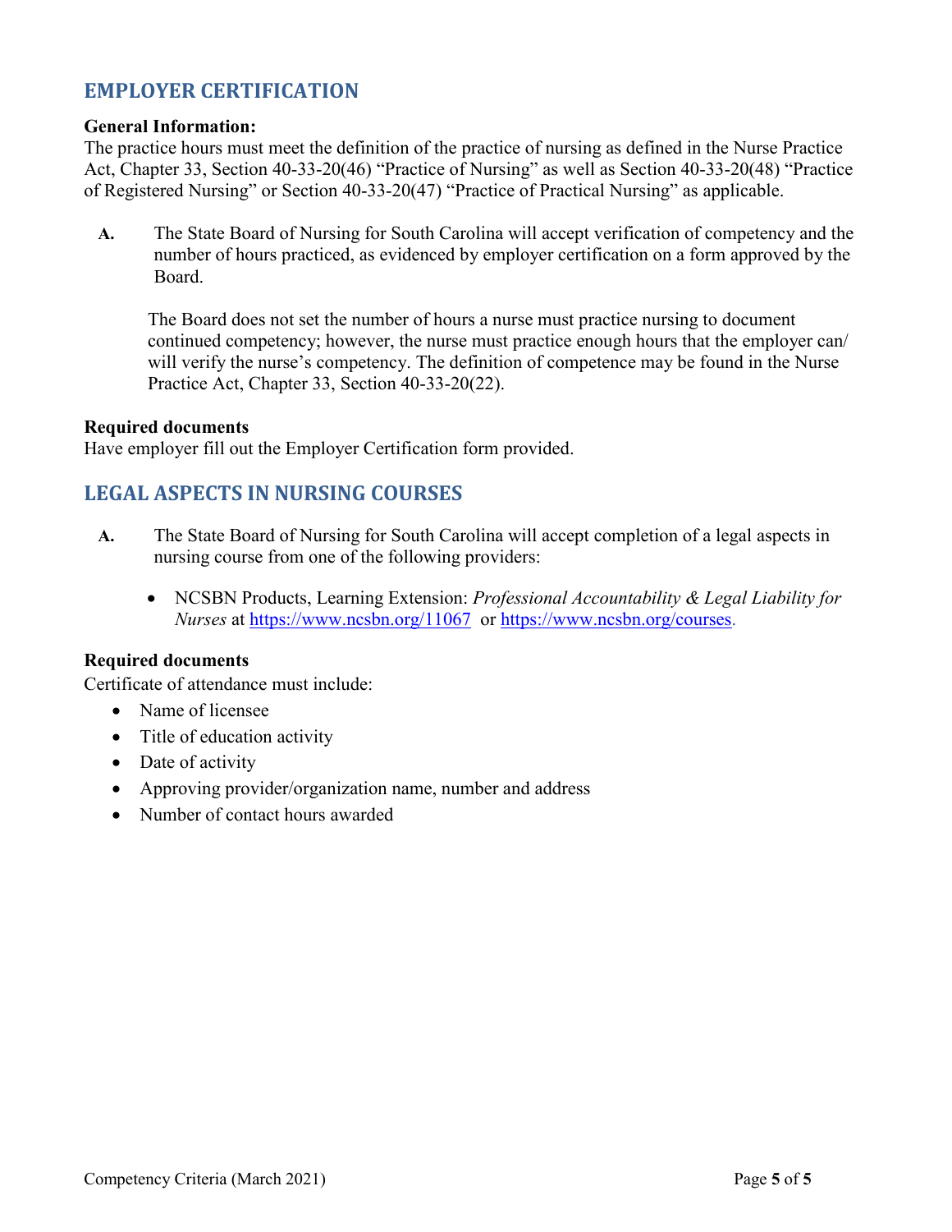## EMPLOYER CERTIFICATION

**General Information:**
The practice hours must meet the definition of the practice of nursing as defined in the Nurse Practice Act, Chapter 33, Section 40-33-20(46) "Practice of Nursing" as well as Section 40-33-20(48) "Practice of Registered Nursing" or Section 40-33-20(47) "Practice of Practical Nursing" as applicable.

**A.** The State Board of Nursing for South Carolina will accept verification of competency and the number of hours practiced, as evidenced by employer certification on a form approved by the Board.

The Board does not set the number of hours a nurse must practice nursing to document continued competency; however, the nurse must practice enough hours that the employer can/ will verify the nurse's competency. The definition of competence may be found in the Nurse Practice Act, Chapter 33, Section 40-33-20(22).

**Required documents**
Have employer fill out the Employer Certification form provided.

## LEGAL ASPECTS IN NURSING COURSES

**A.** The State Board of Nursing for South Carolina will accept completion of a legal aspects in nursing course from one of the following providers:

- NCSBN Products, Learning Extension: *Professional Accountability & Legal Liability for Nurses* at https://www.ncsbn.org/11067 or https://www.ncsbn.org/courses.

**Required documents**
Certificate of attendance must include:

- Name of licensee
- Title of education activity
- Date of activity
- Approving provider/organization name, number and address
- Number of contact hours awarded